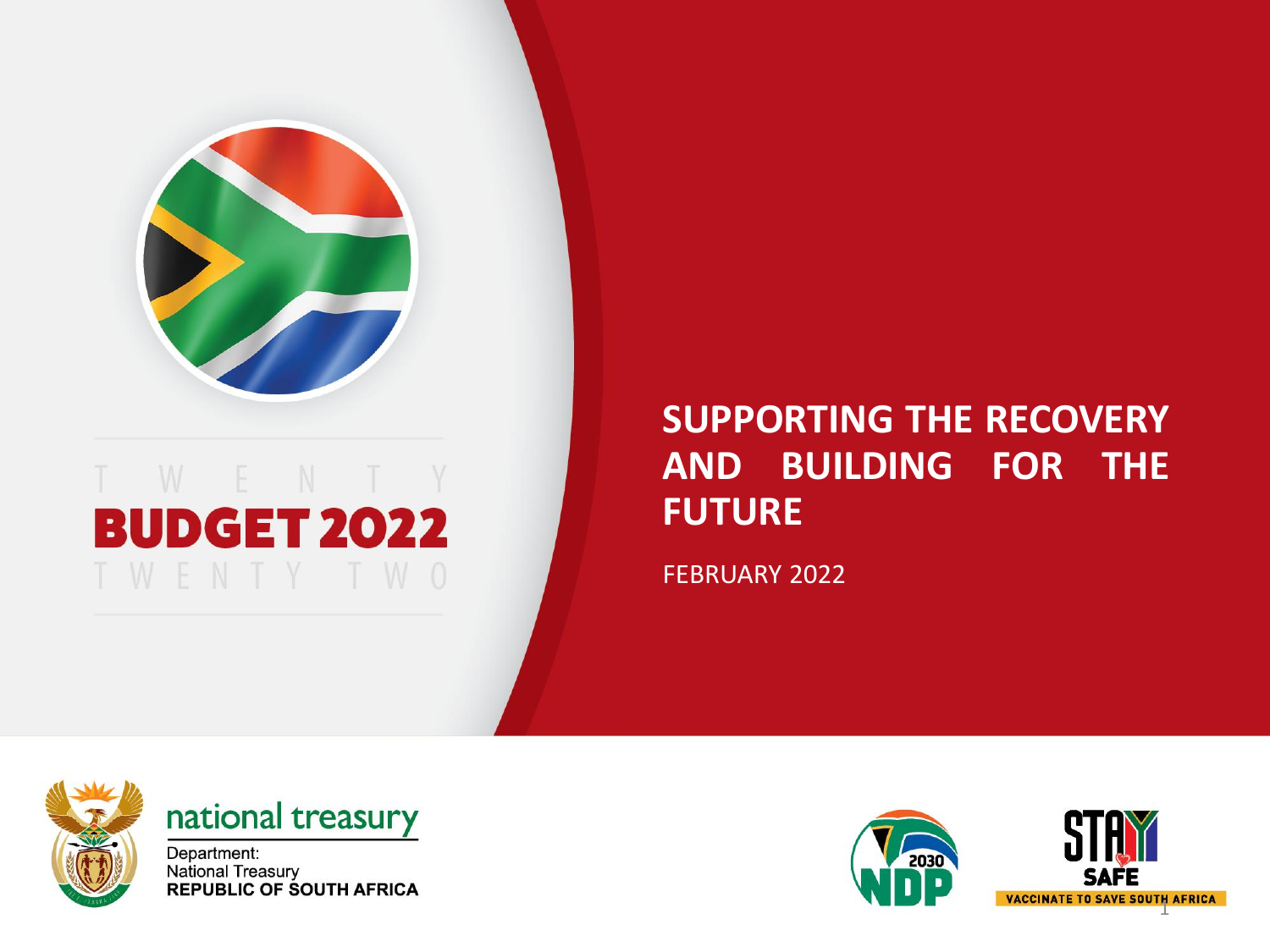TWENTY

# BUDGET 2022

TWENTY TWO

# SUPPORTING THE RECOVERY AND BUILDING FOR THE FUTURE

FEBRUARY 2022

national treasury

Department:
National Treasury
**REPUBLIC OF SOUTH AFRICA**

2030 NDP

STAY SAFE

VACCINATE TO SAVE SOUTH AFRICA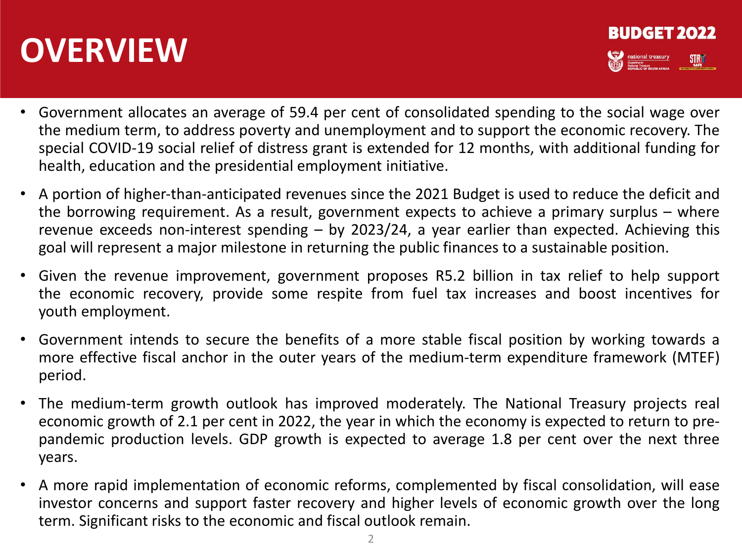# OVERVIEW

- Government allocates an average of 59.4 per cent of consolidated spending to the social wage over the medium term, to address poverty and unemployment and to support the economic recovery. The special COVID-19 social relief of distress grant is extended for 12 months, with additional funding for health, education and the presidential employment initiative.
- A portion of higher-than-anticipated revenues since the 2021 Budget is used to reduce the deficit and the borrowing requirement. As a result, government expects to achieve a primary surplus – where revenue exceeds non-interest spending – by 2023/24, a year earlier than expected. Achieving this goal will represent a major milestone in returning the public finances to a sustainable position.
- Given the revenue improvement, government proposes R5.2 billion in tax relief to help support the economic recovery, provide some respite from fuel tax increases and boost incentives for youth employment.
- Government intends to secure the benefits of a more stable fiscal position by working towards a more effective fiscal anchor in the outer years of the medium-term expenditure framework (MTEF) period.
- The medium-term growth outlook has improved moderately. The National Treasury projects real economic growth of 2.1 per cent in 2022, the year in which the economy is expected to return to pre-pandemic production levels. GDP growth is expected to average 1.8 per cent over the next three years.
- A more rapid implementation of economic reforms, complemented by fiscal consolidation, will ease investor concerns and support faster recovery and higher levels of economic growth over the long term. Significant risks to the economic and fiscal outlook remain.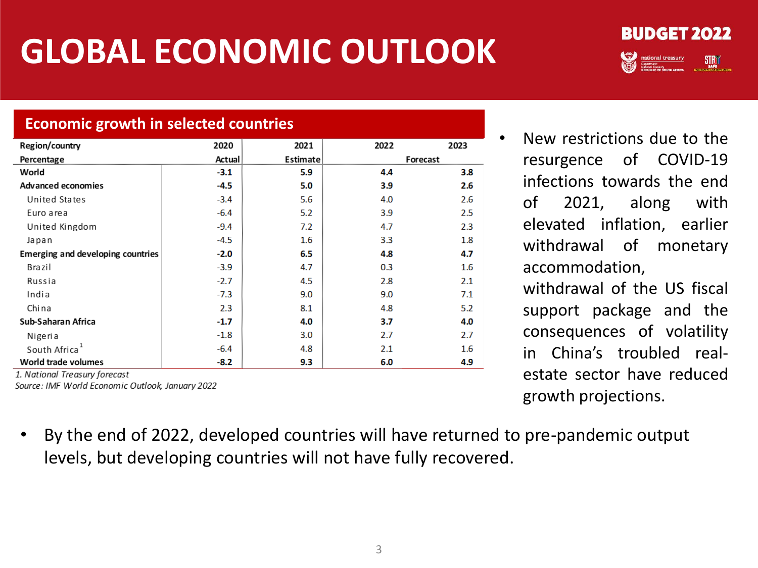# GLOBAL ECONOMIC OUTLOOK

BUDGET 2022

## Economic growth in selected countries

| Region/country | 2020 | 2021 | 2022 | 2023 |
|---|---|---|---|---|
| Percentage | Actual | Estimate | Forecast | |
| **World** | **-3.1** | **5.9** | **4.4** | **3.8** |
| **Advanced economies** | **-4.5** | **5.0** | **3.9** | **2.6** |
| United States | -3.4 | 5.6 | 4.0 | 2.6 |
| Euro area | -6.4 | 5.2 | 3.9 | 2.5 |
| United Kingdom | -9.4 | 7.2 | 4.7 | 2.3 |
| Japan | -4.5 | 1.6 | 3.3 | 1.8 |
| **Emerging and developing countries** | **-2.0** | **6.5** | **4.8** | **4.7** |
| Brazil | -3.9 | 4.7 | 0.3 | 1.6 |
| Russia | -2.7 | 4.5 | 2.8 | 2.1 |
| India | -7.3 | 9.0 | 9.0 | 7.1 |
| China | 2.3 | 8.1 | 4.8 | 5.2 |
| **Sub-Saharan Africa** | **-1.7** | **4.0** | **3.7** | **4.0** |
| Nigeria | -1.8 | 3.0 | 2.7 | 2.7 |
| South Africa[1] | -6.4 | 4.8 | 2.1 | 1.6 |
| **World trade volumes** | **-8.2** | **9.3** | **6.0** | **4.9** |

*1. National Treasury forecast*
*Source: IMF World Economic Outlook, January 2022*

- New restrictions due to the resurgence of COVID-19 infections towards the end of 2021, along with elevated inflation, earlier withdrawal of monetary accommodation, withdrawal of the US fiscal support package and the consequences of volatility in China's troubled real-estate sector have reduced growth projections.

- By the end of 2022, developed countries will have returned to pre-pandemic output levels, but developing countries will not have fully recovered.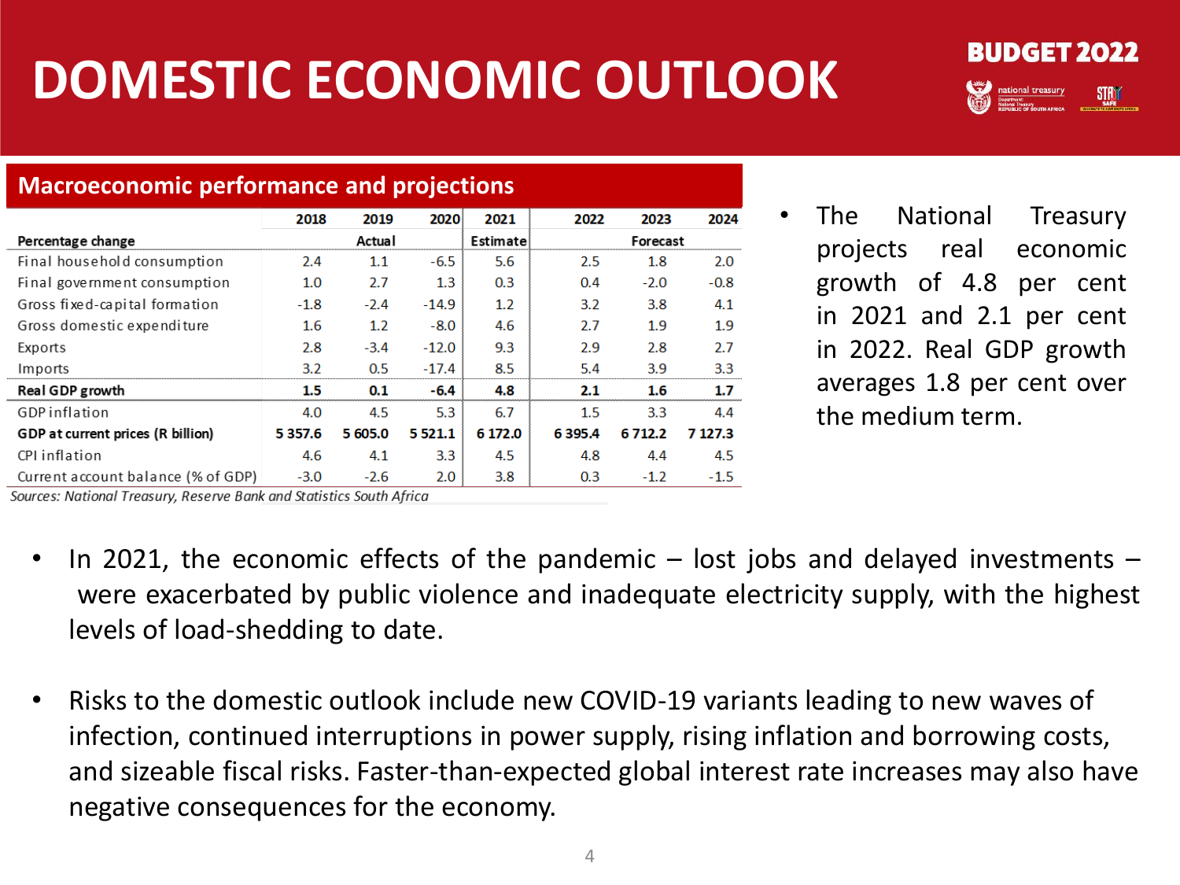# DOMESTIC ECONOMIC OUTLOOK

BUDGET 2022

## Macroeconomic performance and projections

| | 2018 | 2019 | 2020 | 2021 | 2022 | 2023 | 2024 |
|---|---|---|---|---|---|---|---|
| **Percentage change** | | Actual | | Estimate | | Forecast | |
| Final household consumption | 2.4 | 1.1 | -6.5 | 5.6 | 2.5 | 1.8 | 2.0 |
| Final government consumption | 1.0 | 2.7 | 1.3 | 0.3 | 0.4 | -2.0 | -0.8 |
| Gross fixed-capital formation | -1.8 | -2.4 | -14.9 | 1.2 | 3.2 | 3.8 | 4.1 |
| Gross domestic expenditure | 1.6 | 1.2 | -8.0 | 4.6 | 2.7 | 1.9 | 1.9 |
| Exports | 2.8 | -3.4 | -12.0 | 9.3 | 2.9 | 2.8 | 2.7 |
| Imports | 3.2 | 0.5 | -17.4 | 8.5 | 5.4 | 3.9 | 3.3 |
| **Real GDP growth** | **1.5** | **0.1** | **-6.4** | **4.8** | **2.1** | **1.6** | **1.7** |
| GDP inflation | 4.0 | 4.5 | 5.3 | 6.7 | 1.5 | 3.3 | 4.4 |
| **GDP at current prices (R billion)** | **5 357.6** | **5 605.0** | **5 521.1** | **6 172.0** | **6 395.4** | **6 712.2** | **7 127.3** |
| CPI inflation | 4.6 | 4.1 | 3.3 | 4.5 | 4.8 | 4.4 | 4.5 |
| Current account balance (% of GDP) | -3.0 | -2.6 | 2.0 | 3.8 | 0.3 | -1.2 | -1.5 |

*Sources: National Treasury, Reserve Bank and Statistics South Africa*

- The National Treasury projects real economic growth of 4.8 per cent in 2021 and 2.1 per cent in 2022. Real GDP growth averages 1.8 per cent over the medium term.

- In 2021, the economic effects of the pandemic – lost jobs and delayed investments – were exacerbated by public violence and inadequate electricity supply, with the highest levels of load-shedding to date.

- Risks to the domestic outlook include new COVID-19 variants leading to new waves of infection, continued interruptions in power supply, rising inflation and borrowing costs, and sizeable fiscal risks. Faster-than-expected global interest rate increases may also have negative consequences for the economy.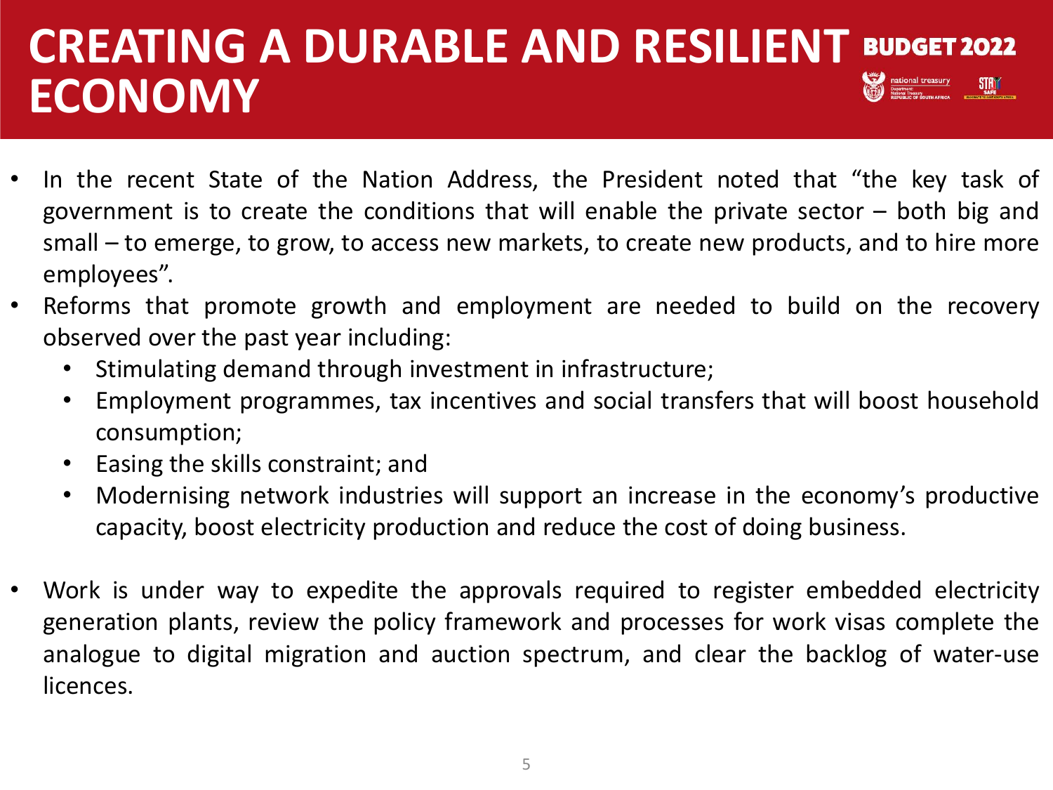# CREATING A DURABLE AND RESILIENT ECONOMY

- In the recent State of the Nation Address, the President noted that "the key task of government is to create the conditions that will enable the private sector – both big and small – to emerge, to grow, to access new markets, to create new products, and to hire more employees".
- Reforms that promote growth and employment are needed to build on the recovery observed over the past year including:
  - Stimulating demand through investment in infrastructure;
  - Employment programmes, tax incentives and social transfers that will boost household consumption;
  - Easing the skills constraint; and
  - Modernising network industries will support an increase in the economy's productive capacity, boost electricity production and reduce the cost of doing business.

- Work is under way to expedite the approvals required to register embedded electricity generation plants, review the policy framework and processes for work visas complete the analogue to digital migration and auction spectrum, and clear the backlog of water-use licences.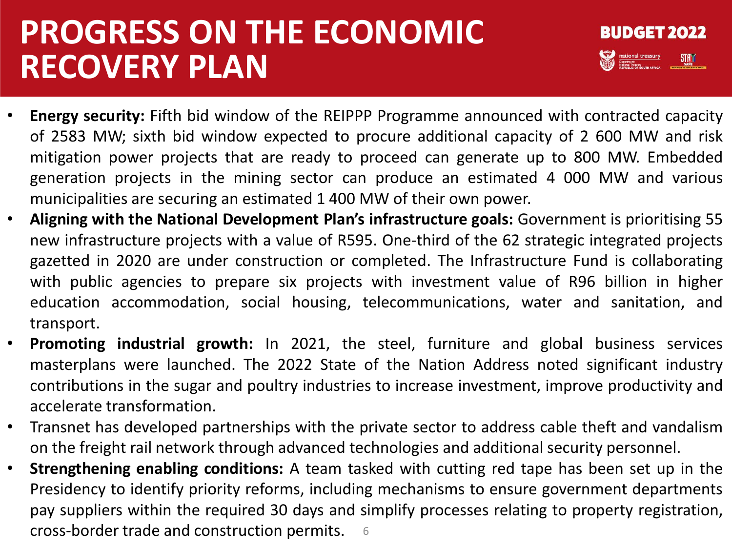# PROGRESS ON THE ECONOMIC RECOVERY PLAN

- **Energy security:** Fifth bid window of the REIPPP Programme announced with contracted capacity of 2583 MW; sixth bid window expected to procure additional capacity of 2 600 MW and risk mitigation power projects that are ready to proceed can generate up to 800 MW. Embedded generation projects in the mining sector can produce an estimated 4 000 MW and various municipalities are securing an estimated 1 400 MW of their own power.
- **Aligning with the National Development Plan's infrastructure goals:** Government is prioritising 55 new infrastructure projects with a value of R595. One-third of the 62 strategic integrated projects gazetted in 2020 are under construction or completed. The Infrastructure Fund is collaborating with public agencies to prepare six projects with investment value of R96 billion in higher education accommodation, social housing, telecommunications, water and sanitation, and transport.
- **Promoting industrial growth:** In 2021, the steel, furniture and global business services masterplans were launched. The 2022 State of the Nation Address noted significant industry contributions in the sugar and poultry industries to increase investment, improve productivity and accelerate transformation.
- Transnet has developed partnerships with the private sector to address cable theft and vandalism on the freight rail network through advanced technologies and additional security personnel.
- **Strengthening enabling conditions:** A team tasked with cutting red tape has been set up in the Presidency to identify priority reforms, including mechanisms to ensure government departments pay suppliers within the required 30 days and simplify processes relating to property registration, cross-border trade and construction permits.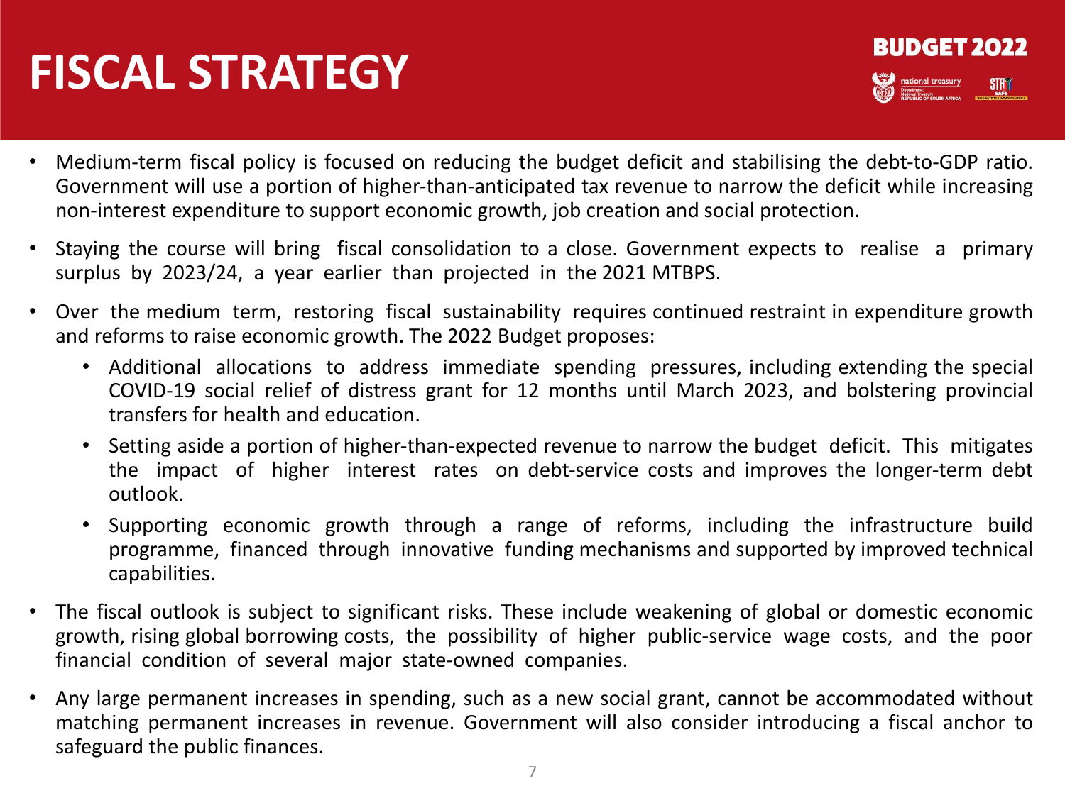# FISCAL STRATEGY

- Medium-term fiscal policy is focused on reducing the budget deficit and stabilising the debt-to-GDP ratio. Government will use a portion of higher-than-anticipated tax revenue to narrow the deficit while increasing non-interest expenditure to support economic growth, job creation and social protection.
- Staying the course will bring fiscal consolidation to a close. Government expects to realise a primary surplus by 2023/24, a year earlier than projected in the 2021 MTBPS.
- Over the medium term, restoring fiscal sustainability requires continued restraint in expenditure growth and reforms to raise economic growth. The 2022 Budget proposes:
  - Additional allocations to address immediate spending pressures, including extending the special COVID-19 social relief of distress grant for 12 months until March 2023, and bolstering provincial transfers for health and education.
  - Setting aside a portion of higher-than-expected revenue to narrow the budget deficit. This mitigates the impact of higher interest rates on debt-service costs and improves the longer-term debt outlook.
  - Supporting economic growth through a range of reforms, including the infrastructure build programme, financed through innovative funding mechanisms and supported by improved technical capabilities.
- The fiscal outlook is subject to significant risks. These include weakening of global or domestic economic growth, rising global borrowing costs, the possibility of higher public-service wage costs, and the poor financial condition of several major state-owned companies.
- Any large permanent increases in spending, such as a new social grant, cannot be accommodated without matching permanent increases in revenue. Government will also consider introducing a fiscal anchor to safeguard the public finances.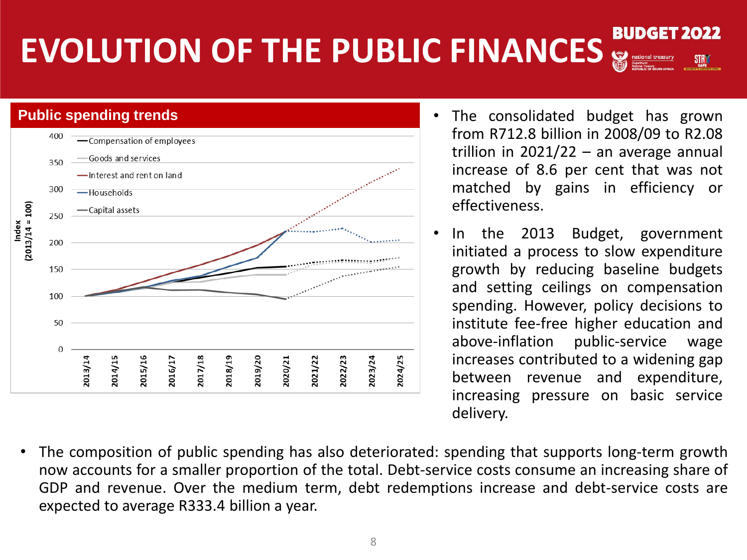# EVOLUTION OF THE PUBLIC FINANCES

BUDGET 2022

## Public spending trends

- The consolidated budget has grown from R712.8 billion in 2008/09 to R2.08 trillion in 2021/22 – an average annual increase of 8.6 per cent that was not matched by gains in efficiency or effectiveness.
- In the 2013 Budget, government initiated a process to slow expenditure growth by reducing baseline budgets and setting ceilings on compensation spending. However, policy decisions to institute fee-free higher education and above-inflation public-service wage increases contributed to a widening gap between revenue and expenditure, increasing pressure on basic service delivery.
- The composition of public spending has also deteriorated: spending that supports long-term growth now accounts for a smaller proportion of the total. Debt-service costs consume an increasing share of GDP and revenue. Over the medium term, debt redemptions increase and debt-service costs are expected to average R333.4 billion a year.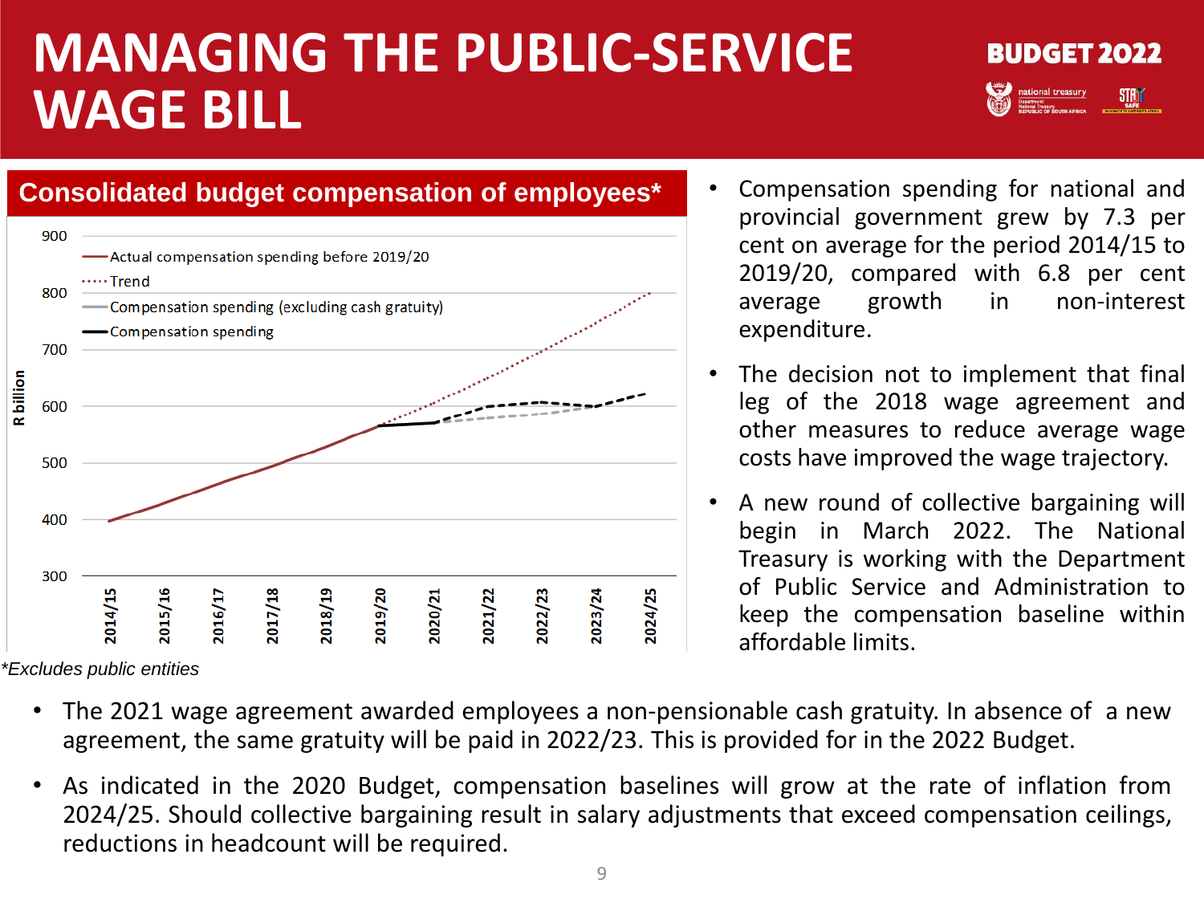# MANAGING THE PUBLIC-SERVICE WAGE BILL

BUDGET 2022

## Consolidated budget compensation of employees*

*Excludes public entities

- Compensation spending for national and provincial government grew by 7.3 per cent on average for the period 2014/15 to 2019/20, compared with 6.8 per cent average growth in non-interest expenditure.
- The decision not to implement that final leg of the 2018 wage agreement and other measures to reduce average wage costs have improved the wage trajectory.
- A new round of collective bargaining will begin in March 2022. The National Treasury is working with the Department of Public Service and Administration to keep the compensation baseline within affordable limits.

- The 2021 wage agreement awarded employees a non-pensionable cash gratuity. In absence of a new agreement, the same gratuity will be paid in 2022/23. This is provided for in the 2022 Budget.
- As indicated in the 2020 Budget, compensation baselines will grow at the rate of inflation from 2024/25. Should collective bargaining result in salary adjustments that exceed compensation ceilings, reductions in headcount will be required.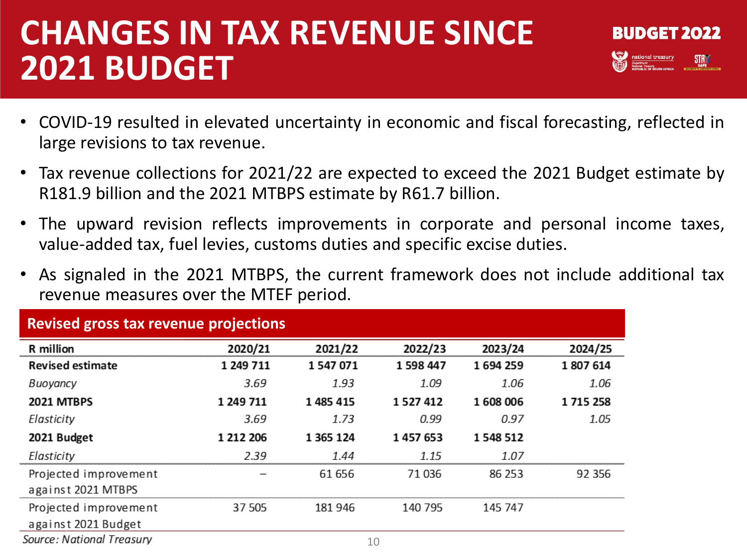# CHANGES IN TAX REVENUE SINCE 2021 BUDGET

- COVID-19 resulted in elevated uncertainty in economic and fiscal forecasting, reflected in large revisions to tax revenue.
- Tax revenue collections for 2021/22 are expected to exceed the 2021 Budget estimate by R181.9 billion and the 2021 MTBPS estimate by R61.7 billion.
- The upward revision reflects improvements in corporate and personal income taxes, value-added tax, fuel levies, customs duties and specific excise duties.
- As signaled in the 2021 MTBPS, the current framework does not include additional tax revenue measures over the MTEF period.

**Revised gross tax revenue projections**

| R million | 2020/21 | 2021/22 | 2022/23 | 2023/24 | 2024/25 |
|---|---|---|---|---|---|
| **Revised estimate** | **1 249 711** | **1 547 071** | **1 598 447** | **1 694 259** | **1 807 614** |
| *Buoyancy* | *3.69* | *1.93* | *1.09* | *1.06* | *1.06* |
| **2021 MTBPS** | **1 249 711** | **1 485 415** | **1 527 412** | **1 608 006** | **1 715 258** |
| *Elasticity* | *3.69* | *1.73* | *0.99* | *0.97* | *1.05* |
| **2021 Budget** | **1 212 206** | **1 365 124** | **1 457 653** | **1 548 512** | |
| *Elasticity* | *2.39* | *1.44* | *1.15* | *1.07* | |
| Projected improvement against 2021 MTBPS | – | 61 656 | 71 036 | 86 253 | 92 356 |
| Projected improvement against 2021 Budget | 37 505 | 181 946 | 140 795 | 145 747 | |

*Source: National Treasury*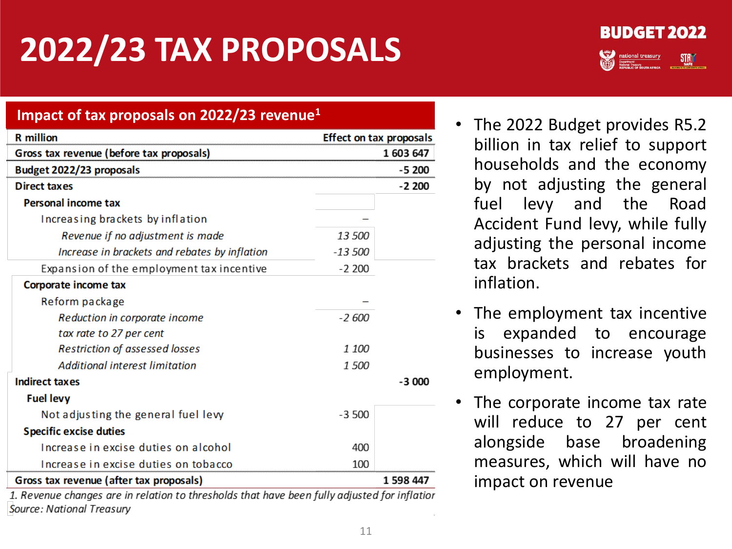# 2022/23 TAX PROPOSALS

BUDGET 2022

### Impact of tax proposals on 2022/23 revenue[1]

| R million | | Effect on tax proposals |
|---|---|---|
| **Gross tax revenue (before tax proposals)** | | **1 603 647** |
| **Budget 2022/23 proposals** | | **-5 200** |
| **Direct taxes** | | **-2 200** |
| **Personal income tax** | | |
| Increasing brackets by inflation | – | |
| *Revenue if no adjustment is made* | *13 500* | |
| *Increase in brackets and rebates by inflation* | *-13 500* | |
| Expansion of the employment tax incentive | -2 200 | |
| **Corporate income tax** | | |
| Reform package | – | |
| *Reduction in corporate income tax rate to 27 per cent* | *-2 600* | |
| *Restriction of assessed losses* | *1 100* | |
| *Additional interest limitation* | *1 500* | |
| **Indirect taxes** | | **-3 000** |
| **Fuel levy** | | |
| Not adjusting the general fuel levy | -3 500 | |
| **Specific excise duties** | | |
| Increase in excise duties on alcohol | 400 | |
| Increase in excise duties on tobacco | 100 | |
| **Gross tax revenue (after tax proposals)** | | **1 598 447** |

*1. Revenue changes are in relation to thresholds that have been fully adjusted for inflation*
*Source: National Treasury*

- The 2022 Budget provides R5.2 billion in tax relief to support households and the economy by not adjusting the general fuel levy and the Road Accident Fund levy, while fully adjusting the personal income tax brackets and rebates for inflation.
- The employment tax incentive is expanded to encourage businesses to increase youth employment.
- The corporate income tax rate will reduce to 27 per cent alongside base broadening measures, which will have no impact on revenue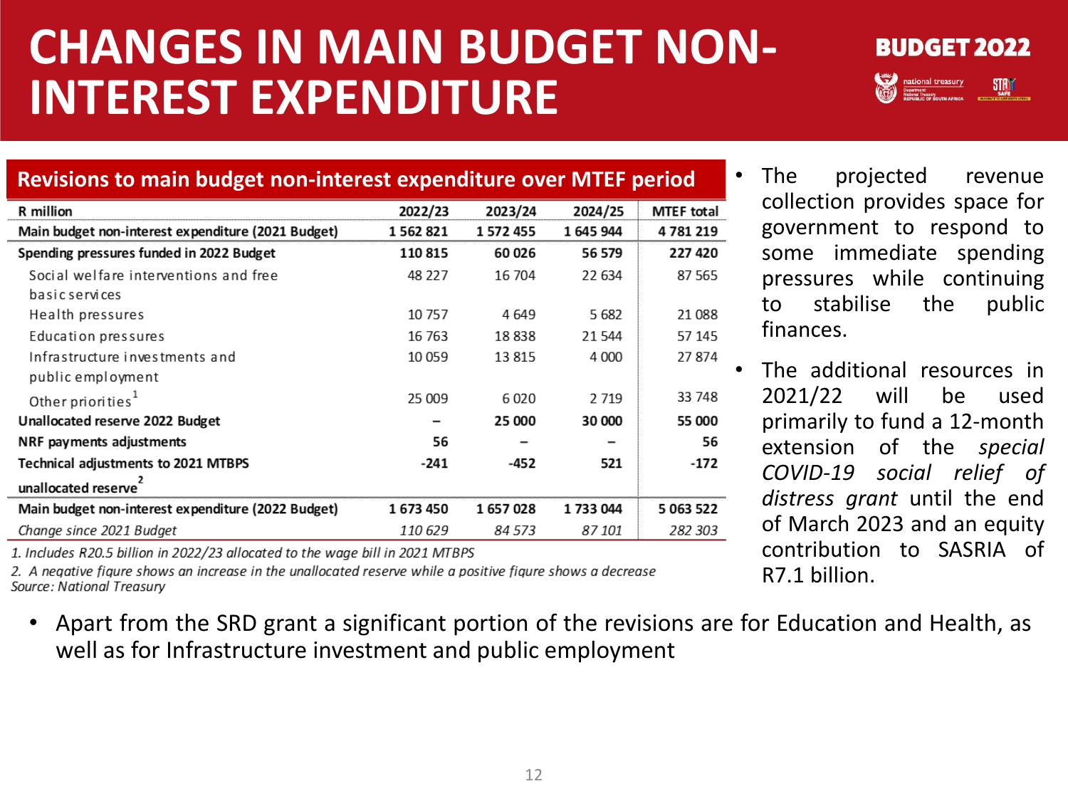# CHANGES IN MAIN BUDGET NON-INTEREST EXPENDITURE

**Revisions to main budget non-interest expenditure over MTEF period**

| R million | 2022/23 | 2023/24 | 2024/25 | MTEF total |
|---|---|---|---|---|
| **Main budget non-interest expenditure (2021 Budget)** | **1 562 821** | **1 572 455** | **1 645 944** | **4 781 219** |
| **Spending pressures funded in 2022 Budget** | **110 815** | **60 026** | **56 579** | **227 420** |
| Social welfare interventions and free basic services | 48 227 | 16 704 | 22 634 | 87 565 |
| Health pressures | 10 757 | 4 649 | 5 682 | 21 088 |
| Education pressures | 16 763 | 18 838 | 21 544 | 57 145 |
| Infrastructure investments and public employment | 10 059 | 13 815 | 4 000 | 27 874 |
| Other priorities[1] | 25 009 | 6 020 | 2 719 | 33 748 |
| **Unallocated reserve 2022 Budget** | **–** | **25 000** | **30 000** | **55 000** |
| **NRF payments adjustments** | **56** | **–** | **–** | **56** |
| **Technical adjustments to 2021 MTBPS unallocated reserve[2]** | **-241** | **-452** | **521** | **-172** |
| **Main budget non-interest expenditure (2022 Budget)** | **1 673 450** | **1 657 028** | **1 733 044** | **5 063 522** |
| *Change since 2021 Budget* | *110 629* | *84 573* | *87 101* | *282 303* |

*1. Includes R20.5 billion in 2022/23 allocated to the wage bill in 2021 MTBPS*

*2. A negative figure shows an increase in the unallocated reserve while a positive figure shows a decrease*

*Source: National Treasury*

- The projected revenue collection provides space for government to respond to some immediate spending pressures while continuing to stabilise the public finances.
- The additional resources in 2021/22 will be used primarily to fund a 12-month extension of the *special COVID-19 social relief of distress grant* until the end of March 2023 and an equity contribution to SASRIA of R7.1 billion.

- Apart from the SRD grant a significant portion of the revisions are for Education and Health, as well as for Infrastructure investment and public employment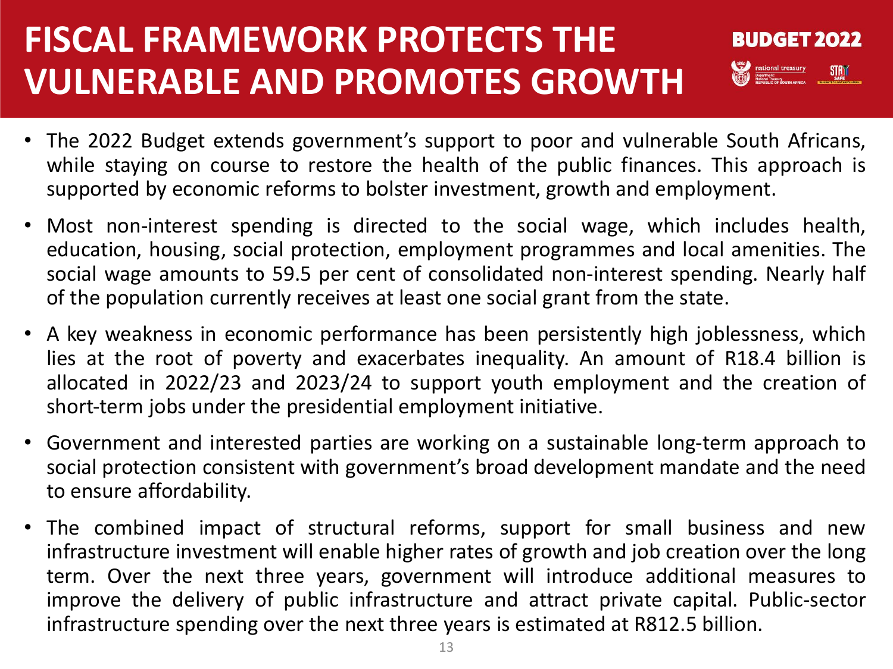# FISCAL FRAMEWORK PROTECTS THE VULNERABLE AND PROMOTES GROWTH

- The 2022 Budget extends government's support to poor and vulnerable South Africans, while staying on course to restore the health of the public finances. This approach is supported by economic reforms to bolster investment, growth and employment.
- Most non-interest spending is directed to the social wage, which includes health, education, housing, social protection, employment programmes and local amenities. The social wage amounts to 59.5 per cent of consolidated non-interest spending. Nearly half of the population currently receives at least one social grant from the state.
- A key weakness in economic performance has been persistently high joblessness, which lies at the root of poverty and exacerbates inequality. An amount of R18.4 billion is allocated in 2022/23 and 2023/24 to support youth employment and the creation of short-term jobs under the presidential employment initiative.
- Government and interested parties are working on a sustainable long-term approach to social protection consistent with government's broad development mandate and the need to ensure affordability.
- The combined impact of structural reforms, support for small business and new infrastructure investment will enable higher rates of growth and job creation over the long term. Over the next three years, government will introduce additional measures to improve the delivery of public infrastructure and attract private capital. Public-sector infrastructure spending over the next three years is estimated at R812.5 billion.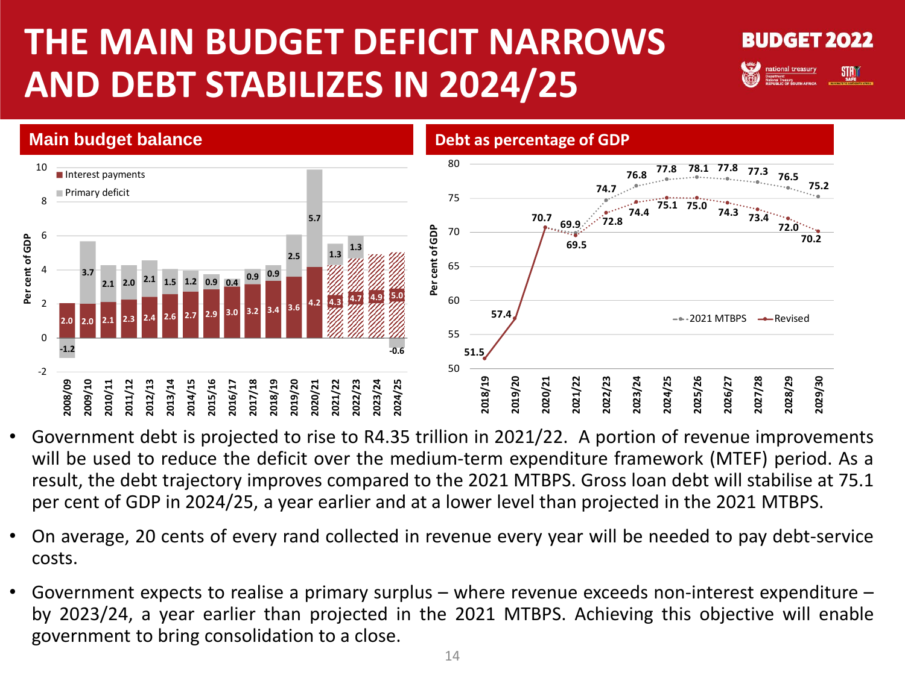# THE MAIN BUDGET DEFICIT NARROWS AND DEBT STABILIZES IN 2024/25

## Main budget balance

| Year | Interest payments | Primary deficit |
|---|---|---|
| 2008/09 | 2.0 | -1.2 |
| 2009/10 | 2.0 | 3.7 |
| 2010/11 | 2.1 | 2.1 |
| 2011/12 | 2.3 | 2.0 |
| 2012/13 | 2.4 | 2.1 |
| 2013/14 | 2.6 | 1.5 |
| 2014/15 | 2.7 | 1.2 |
| 2015/16 | 2.9 | 0.9 |
| 2016/17 | 3.0 | 0.4 |
| 2017/18 | 3.2 | 0.9 |
| 2018/19 | 3.4 | 0.9 |
| 2019/20 | 3.6 | 2.5 |
| 2020/21 | 4.2 | 5.7 |
| 2021/22 | 4.3 | 1.3 |
| 2022/23 | 4.7 | 1.3 |
| 2023/24 | 4.9 | |
| 2024/25 | 5.0 | -0.6 |

Per cent of GDP

## Debt as percentage of GDP

| Year | 2021 MTBPS | Revised |
|---|---|---|
| 2018/19 | 51.5 | 51.5 |
| 2019/20 | 57.4 | 57.4 |
| 2020/21 | 70.7 | 70.7 |
| 2021/22 | 69.9 | 69.5 |
| 2022/23 | 74.7 | 72.8 |
| 2023/24 | 76.8 | 74.4 |
| 2024/25 | 77.8 | 75.1 |
| 2025/26 | 78.1 | 75.0 |
| 2026/27 | 77.8 | 74.3 |
| 2027/28 | 77.3 | 73.4 |
| 2028/29 | 76.5 | 72.0 |
| 2029/30 | 75.2 | 70.2 |

Per cent of GDP

- Government debt is projected to rise to R4.35 trillion in 2021/22. A portion of revenue improvements will be used to reduce the deficit over the medium-term expenditure framework (MTEF) period. As a result, the debt trajectory improves compared to the 2021 MTBPS. Gross loan debt will stabilise at 75.1 per cent of GDP in 2024/25, a year earlier and at a lower level than projected in the 2021 MTBPS.
- On average, 20 cents of every rand collected in revenue every year will be needed to pay debt-service costs.
- Government expects to realise a primary surplus – where revenue exceeds non-interest expenditure – by 2023/24, a year earlier than projected in the 2021 MTBPS. Achieving this objective will enable government to bring consolidation to a close.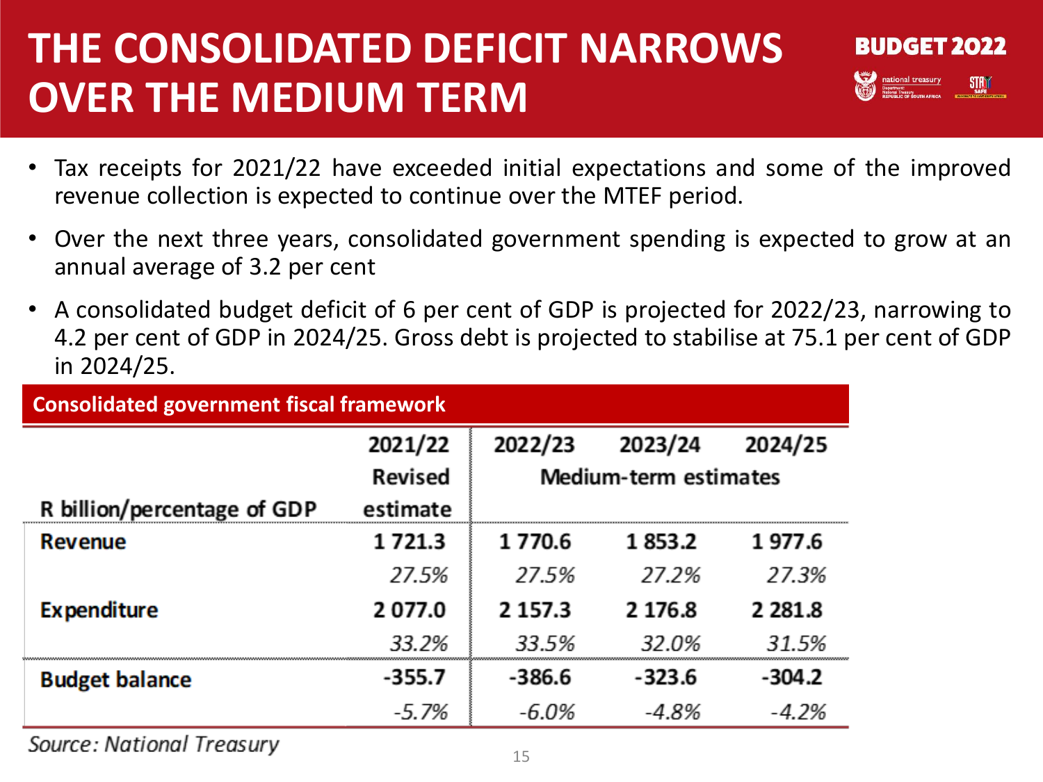# THE CONSOLIDATED DEFICIT NARROWS OVER THE MEDIUM TERM

- Tax receipts for 2021/22 have exceeded initial expectations and some of the improved revenue collection is expected to continue over the MTEF period.
- Over the next three years, consolidated government spending is expected to grow at an annual average of 3.2 per cent
- A consolidated budget deficit of 6 per cent of GDP is projected for 2022/23, narrowing to 4.2 per cent of GDP in 2024/25. Gross debt is projected to stabilise at 75.1 per cent of GDP in 2024/25.

**Consolidated government fiscal framework**

| R billion/percentage of GDP | 2021/22 Revised estimate | 2022/23 | 2023/24 | 2024/25 |
|---|---|---|---|---|
| | | Medium-term estimates | | |
| **Revenue** | 1 721.3 | 1 770.6 | 1 853.2 | 1 977.6 |
| | *27.5%* | *27.5%* | *27.2%* | *27.3%* |
| **Expenditure** | 2 077.0 | 2 157.3 | 2 176.8 | 2 281.8 |
| | *33.2%* | *33.5%* | *32.0%* | *31.5%* |
| **Budget balance** | -355.7 | -386.6 | -323.6 | -304.2 |
| | *-5.7%* | *-6.0%* | *-4.8%* | *-4.2%* |

*Source: National Treasury*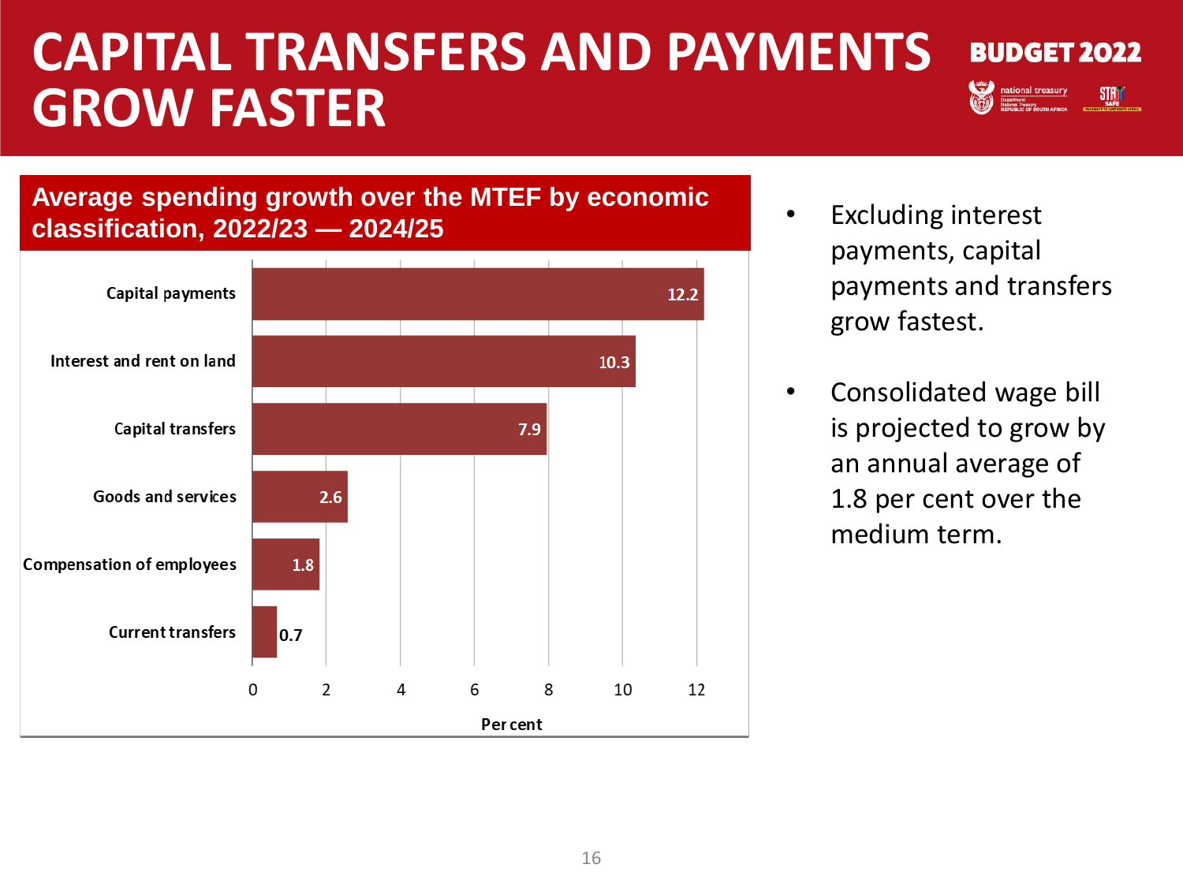# CAPITAL TRANSFERS AND PAYMENTS GROW FASTER

BUDGET 2022

## Average spending growth over the MTEF by economic classification, 2022/23 — 2024/25

| Economic classification | Per cent |
| --- | --- |
| Capital payments | 12.2 |
| Interest and rent on land | 10.3 |
| Capital transfers | 7.9 |
| Goods and services | 2.6 |
| Compensation of employees | 1.8 |
| Current transfers | 0.7 |

- Excluding interest payments, capital payments and transfers grow fastest.
- Consolidated wage bill is projected to grow by an annual average of 1.8 per cent over the medium term.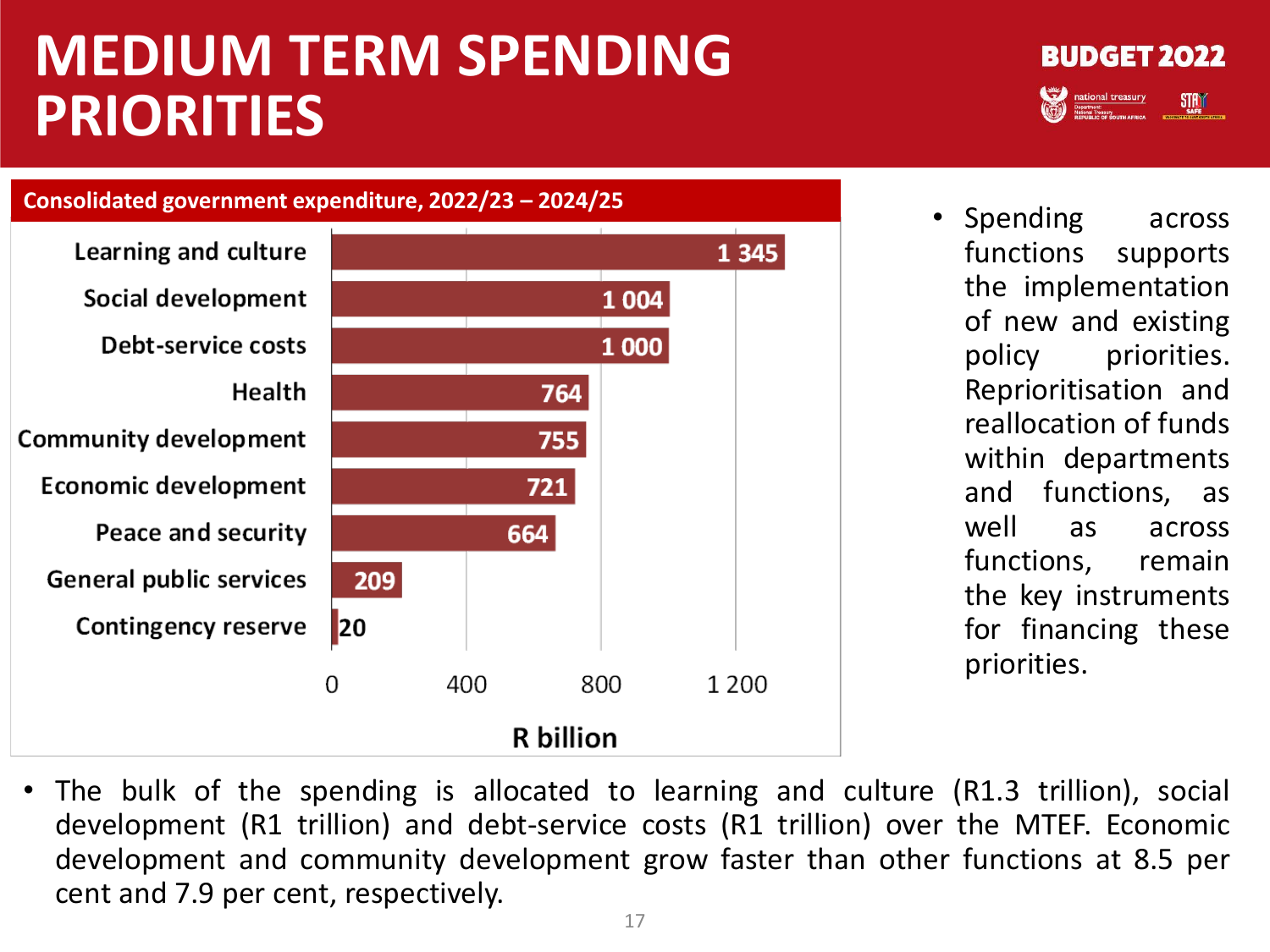# MEDIUM TERM SPENDING PRIORITIES

BUDGET 2022

**Consolidated government expenditure, 2022/23 – 2024/25**

| Function | R billion |
|---|---|
| Learning and culture | 1 345 |
| Social development | 1 004 |
| Debt-service costs | 1 000 |
| Health | 764 |
| Community development | 755 |
| Economic development | 721 |
| Peace and security | 664 |
| General public services | 209 |
| Contingency reserve | 20 |

- Spending across functions supports the implementation of new and existing policy priorities. Reprioritisation and reallocation of funds within departments and functions, as well as across functions, remain the key instruments for financing these priorities.

- The bulk of the spending is allocated to learning and culture (R1.3 trillion), social development (R1 trillion) and debt-service costs (R1 trillion) over the MTEF. Economic development and community development grow faster than other functions at 8.5 per cent and 7.9 per cent, respectively.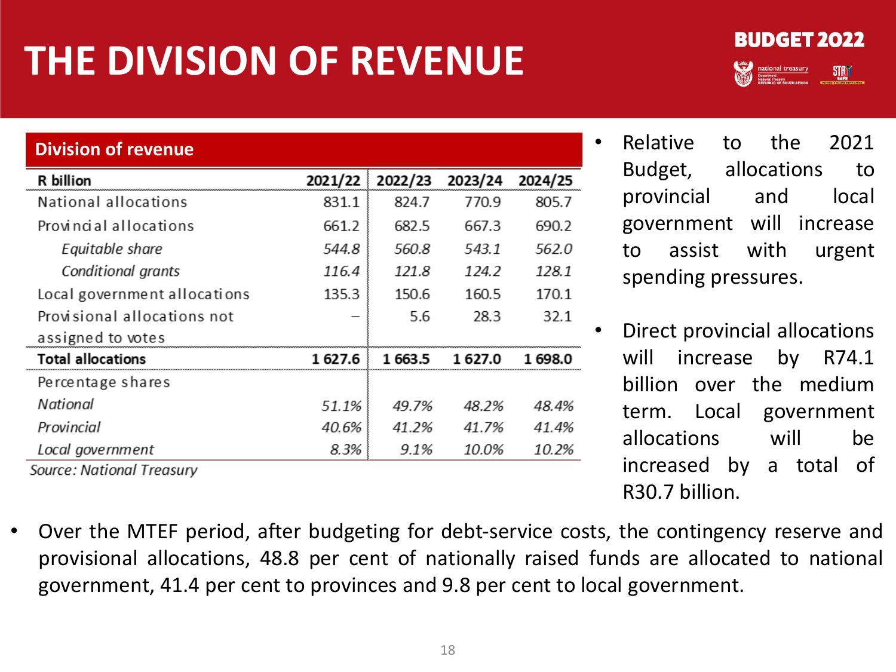# THE DIVISION OF REVENUE

BUDGET 2022

**Division of revenue**

| R billion | 2021/22 | 2022/23 | 2023/24 | 2024/25 |
|---|---|---|---|---|
| National allocations | 831.1 | 824.7 | 770.9 | 805.7 |
| Provincial allocations | 661.2 | 682.5 | 667.3 | 690.2 |
| *Equitable share* | *544.8* | *560.8* | *543.1* | *562.0* |
| *Conditional grants* | *116.4* | *121.8* | *124.2* | *128.1* |
| Local government allocations | 135.3 | 150.6 | 160.5 | 170.1 |
| Provisional allocations not assigned to votes | – | 5.6 | 28.3 | 32.1 |
| **Total allocations** | **1 627.6** | **1 663.5** | **1 627.0** | **1 698.0** |
| Percentage shares | | | | |
| *National* | *51.1%* | *49.7%* | *48.2%* | *48.4%* |
| *Provincial* | *40.6%* | *41.2%* | *41.7%* | *41.4%* |
| *Local government* | *8.3%* | *9.1%* | *10.0%* | *10.2%* |

*Source: National Treasury*

- Relative to the 2021 Budget, allocations to provincial and local government will increase to assist with urgent spending pressures.
- Direct provincial allocations will increase by R74.1 billion over the medium term. Local government allocations will be increased by a total of R30.7 billion.
- Over the MTEF period, after budgeting for debt-service costs, the contingency reserve and provisional allocations, 48.8 per cent of nationally raised funds are allocated to national government, 41.4 per cent to provinces and 9.8 per cent to local government.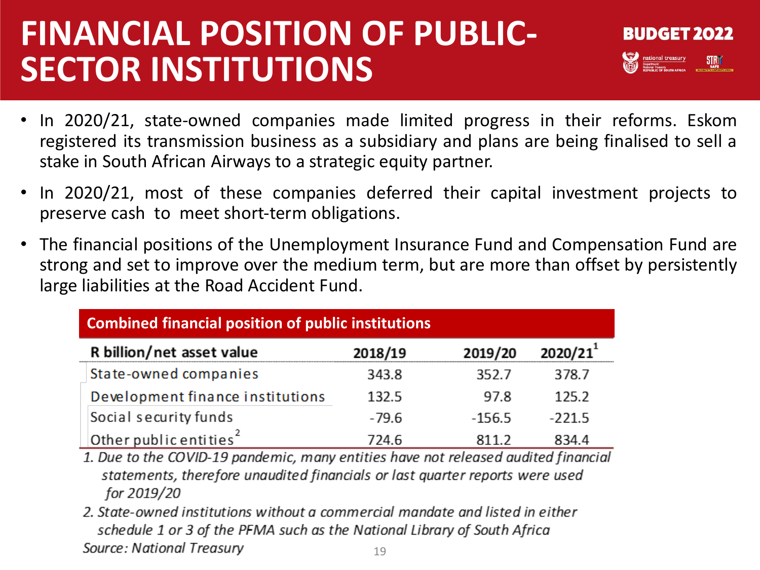# FINANCIAL POSITION OF PUBLIC-SECTOR INSTITUTIONS

**BUDGET 2022**

- In 2020/21, state-owned companies made limited progress in their reforms. Eskom registered its transmission business as a subsidiary and plans are being finalised to sell a stake in South African Airways to a strategic equity partner.
- In 2020/21, most of these companies deferred their capital investment projects to preserve cash to meet short-term obligations.
- The financial positions of the Unemployment Insurance Fund and Compensation Fund are strong and set to improve over the medium term, but are more than offset by persistently large liabilities at the Road Accident Fund.

**Combined financial position of public institutions**

| R billion/net asset value | 2018/19 | 2019/20 | 2020/21[1] |
|---|---|---|---|
| State-owned companies | 343.8 | 352.7 | 378.7 |
| Development finance institutions | 132.5 | 97.8 | 125.2 |
| Social security funds | -79.6 | -156.5 | -221.5 |
| Other public entities[2] | 724.6 | 811.2 | 834.4 |

*1. Due to the COVID-19 pandemic, many entities have not released audited financial statements, therefore unaudited financials or last quarter reports were used for 2019/20*

*2. State-owned institutions without a commercial mandate and listed in either schedule 1 or 3 of the PFMA such as the National Library of South Africa*

*Source: National Treasury*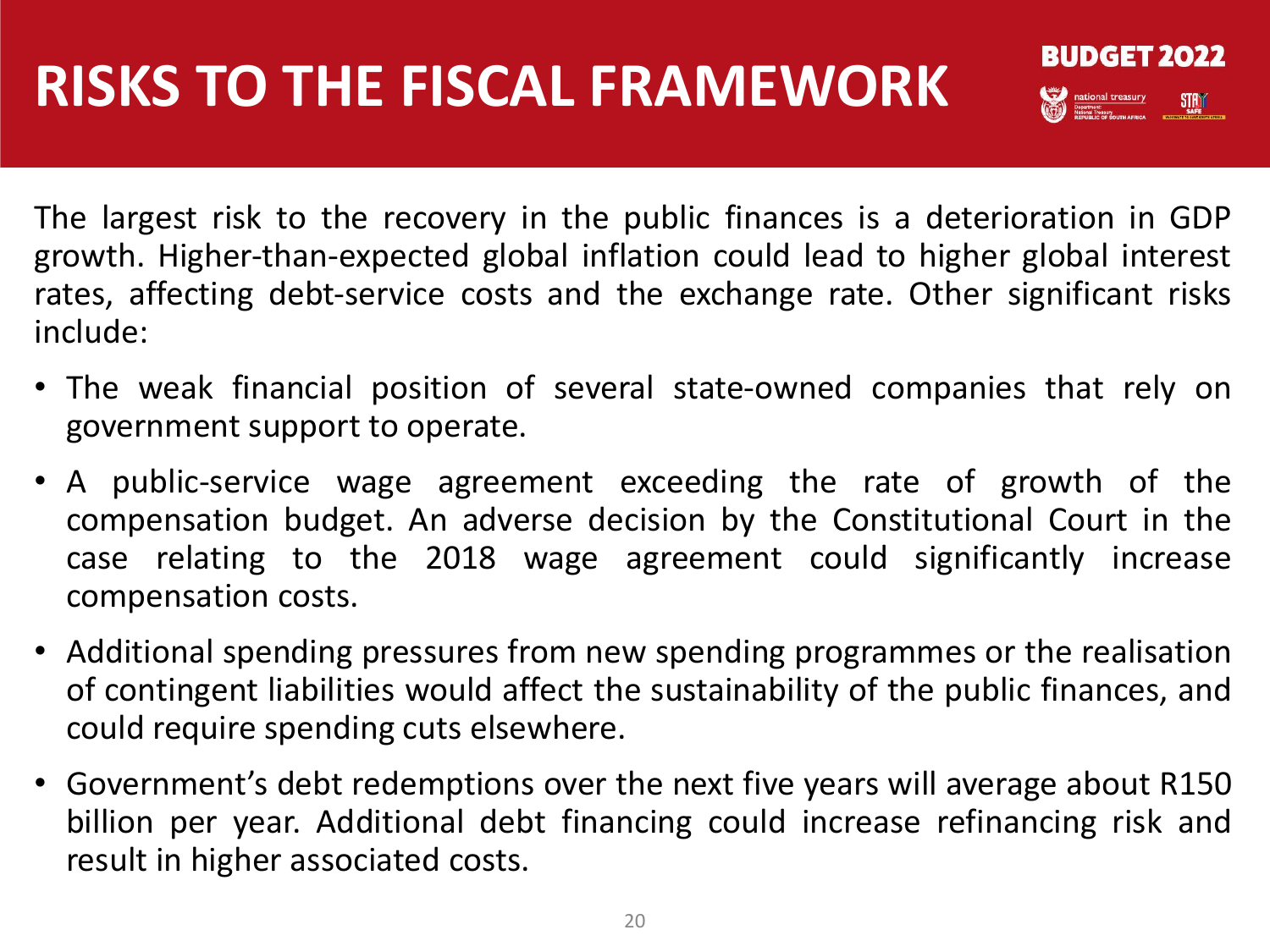# RISKS TO THE FISCAL FRAMEWORK

The largest risk to the recovery in the public finances is a deterioration in GDP growth. Higher-than-expected global inflation could lead to higher global interest rates, affecting debt-service costs and the exchange rate. Other significant risks include:

- The weak financial position of several state-owned companies that rely on government support to operate.
- A public-service wage agreement exceeding the rate of growth of the compensation budget. An adverse decision by the Constitutional Court in the case relating to the 2018 wage agreement could significantly increase compensation costs.
- Additional spending pressures from new spending programmes or the realisation of contingent liabilities would affect the sustainability of the public finances, and could require spending cuts elsewhere.
- Government's debt redemptions over the next five years will average about R150 billion per year. Additional debt financing could increase refinancing risk and result in higher associated costs.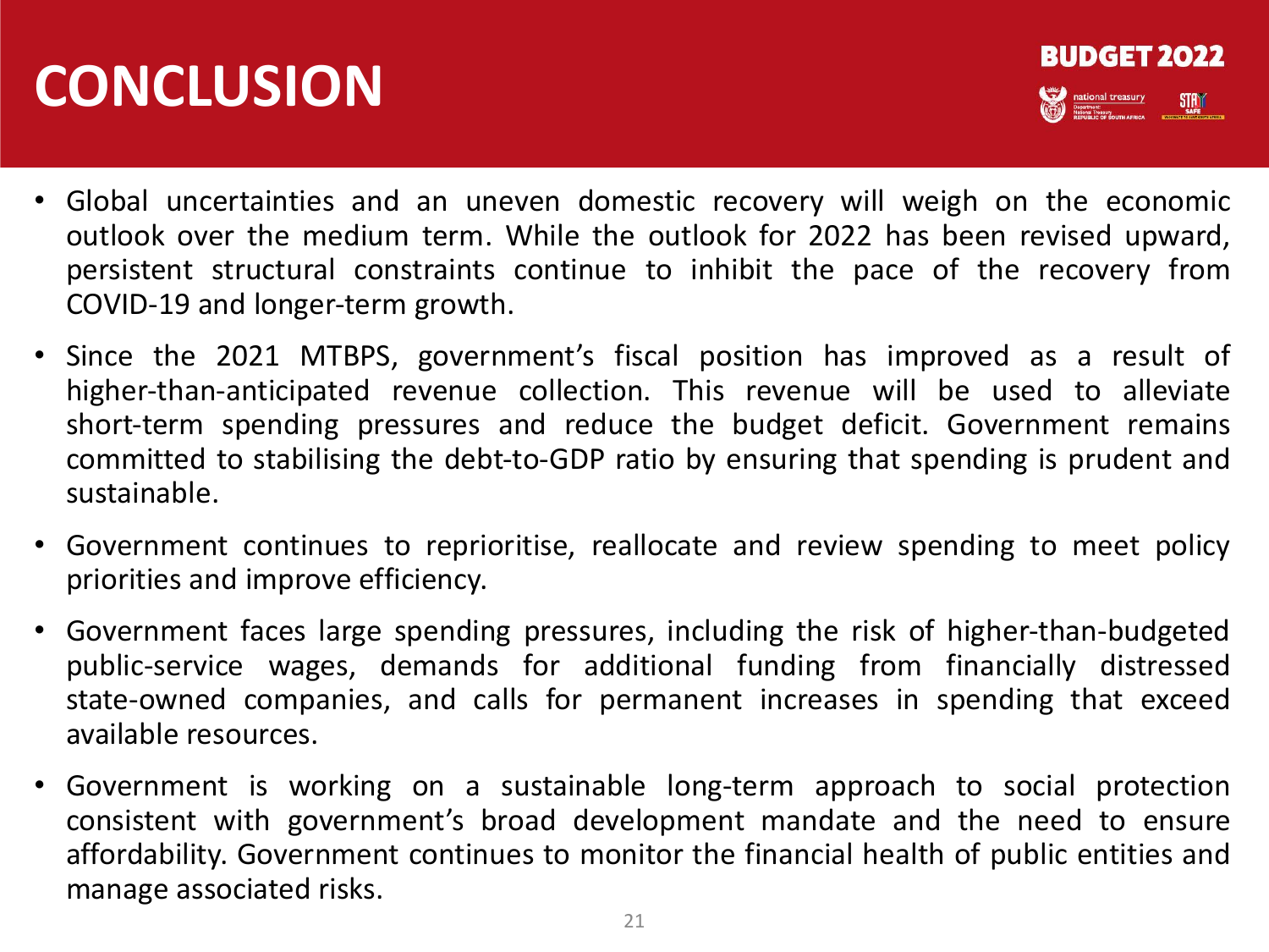# CONCLUSION

- Global uncertainties and an uneven domestic recovery will weigh on the economic outlook over the medium term. While the outlook for 2022 has been revised upward, persistent structural constraints continue to inhibit the pace of the recovery from COVID-19 and longer-term growth.
- Since the 2021 MTBPS, government's fiscal position has improved as a result of higher-than-anticipated revenue collection. This revenue will be used to alleviate short-term spending pressures and reduce the budget deficit. Government remains committed to stabilising the debt-to-GDP ratio by ensuring that spending is prudent and sustainable.
- Government continues to reprioritise, reallocate and review spending to meet policy priorities and improve efficiency.
- Government faces large spending pressures, including the risk of higher-than-budgeted public-service wages, demands for additional funding from financially distressed state-owned companies, and calls for permanent increases in spending that exceed available resources.
- Government is working on a sustainable long-term approach to social protection consistent with government's broad development mandate and the need to ensure affordability. Government continues to monitor the financial health of public entities and manage associated risks.